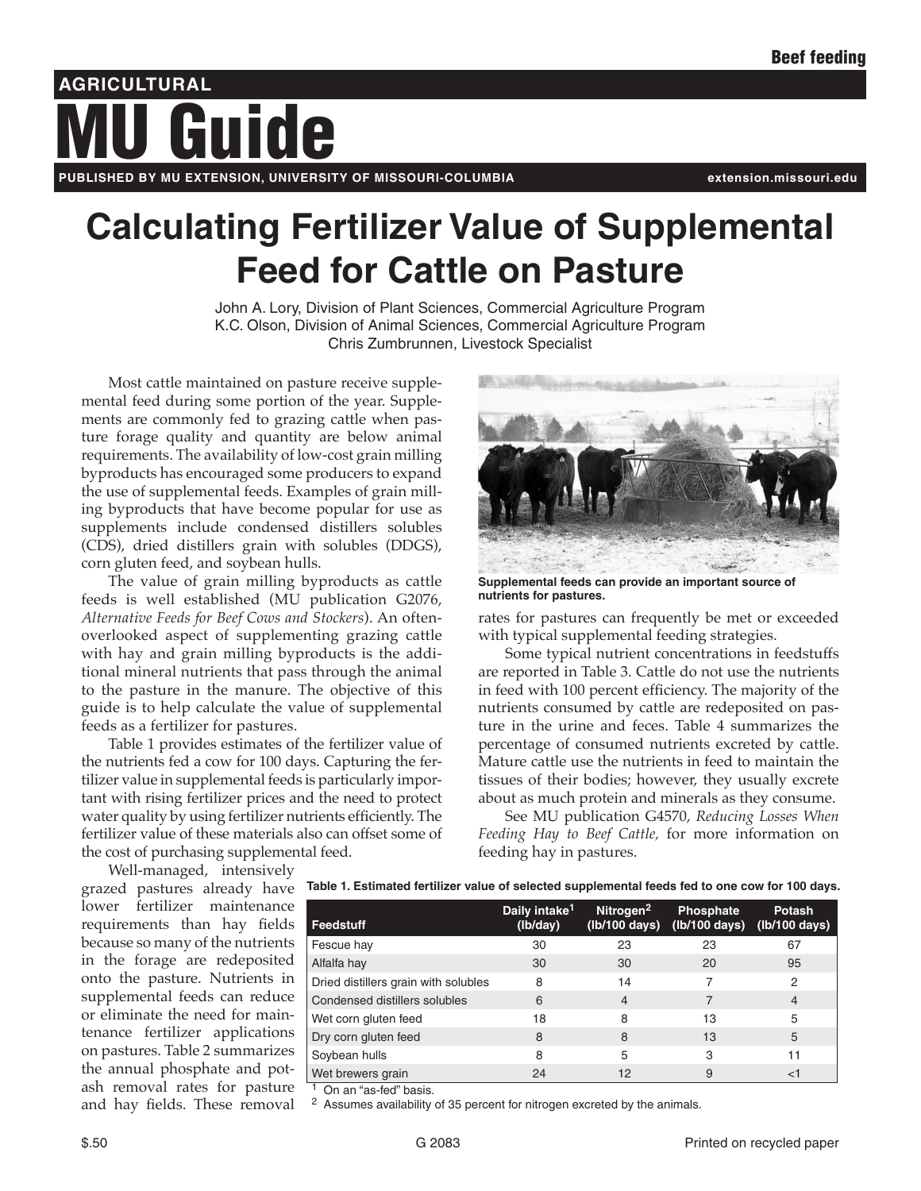Beef feeding

AGRICULTURAL

# MU Guide

PUBLISHED BY MU EXTENSION, UNIVERSITY OF MISSOURI-COLUMBIA

extension.missouri.edu

# Calculating Fertilizer Value of Supplemental Feed for Cattle on Pasture

John A. Lory, Division of Plant Sciences, Commercial Agriculture Program
K.C. Olson, Division of Animal Sciences, Commercial Agriculture Program
Chris Zumbrunnen, Livestock Specialist

Most cattle maintained on pasture receive supplemental feed during some portion of the year. Supplements are commonly fed to grazing cattle when pasture forage quality and quantity are below animal requirements. The availability of low-cost grain milling byproducts has encouraged some producers to expand the use of supplemental feeds. Examples of grain milling byproducts that have become popular for use as supplements include condensed distillers solubles (CDS), dried distillers grain with solubles (DDGS), corn gluten feed, and soybean hulls.

The value of grain milling byproducts as cattle feeds is well established (MU publication G2076, *Alternative Feeds for Beef Cows and Stockers*). An often-overlooked aspect of supplementing grazing cattle with hay and grain milling byproducts is the additional mineral nutrients that pass through the animal to the pasture in the manure. The objective of this guide is to help calculate the value of supplemental feeds as a fertilizer for pastures.

Table 1 provides estimates of the fertilizer value of the nutrients fed a cow for 100 days. Capturing the fertilizer value in supplemental feeds is particularly important with rising fertilizer prices and the need to protect water quality by using fertilizer nutrients efficiently. The fertilizer value of these materials also can offset some of the cost of purchasing supplemental feed.

Well-managed, intensively grazed pastures already have lower fertilizer maintenance requirements than hay fields because so many of the nutrients in the forage are redeposited onto the pasture. Nutrients in supplemental feeds can reduce or eliminate the need for maintenance fertilizer applications on pastures. Table 2 summarizes the annual phosphate and potash removal rates for pasture and hay fields. These removal rates for pastures can frequently be met or exceeded with typical supplemental feeding strategies.

**Supplemental feeds can provide an important source of nutrients for pastures.**

Some typical nutrient concentrations in feedstuffs are reported in Table 3. Cattle do not use the nutrients in feed with 100 percent efficiency. The majority of the nutrients consumed by cattle are redeposited on pasture in the urine and feces. Table 4 summarizes the percentage of consumed nutrients excreted by cattle. Mature cattle use the nutrients in feed to maintain the tissues of their bodies; however, they usually excrete about as much protein and minerals as they consume.

See MU publication G4570, *Reducing Losses When Feeding Hay to Beef Cattle,* for more information on feeding hay in pastures.

**Table 1. Estimated fertilizer value of selected supplemental feeds fed to one cow for 100 days.**

| Feedstuff | Daily intake[1] (lb/day) | Nitrogen[2] (lb/100 days) | Phosphate (lb/100 days) | Potash (lb/100 days) |
|---|---|---|---|---|
| Fescue hay | 30 | 23 | 23 | 67 |
| Alfalfa hay | 30 | 30 | 20 | 95 |
| Dried distillers grain with solubles | 8 | 14 | 7 | 2 |
| Condensed distillers solubles | 6 | 4 | 7 | 4 |
| Wet corn gluten feed | 18 | 8 | 13 | 5 |
| Dry corn gluten feed | 8 | 8 | 13 | 5 |
| Soybean hulls | 8 | 5 | 3 | 11 |
| Wet brewers grain | 24 | 12 | 9 | <1 |

[1] On an “as-fed” basis.

[2] Assumes availability of 35 percent for nitrogen excreted by the animals.

$.50 G 2083 Printed on recycled paper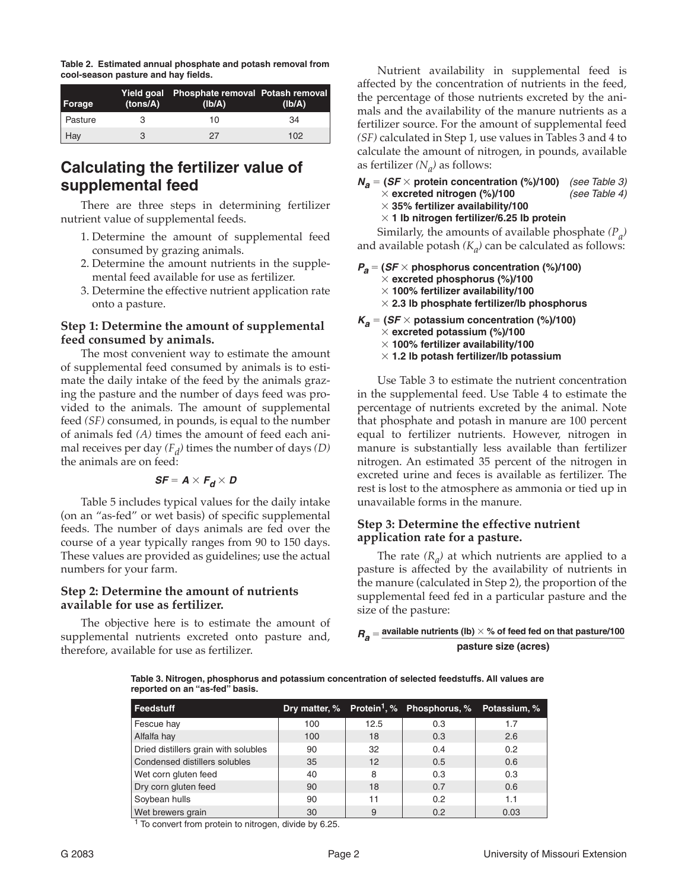**Table 2. Estimated annual phosphate and potash removal from cool-season pasture and hay fields.**

| Forage | Yield goal (tons/A) | Phosphate removal (lb/A) | Potash removal (lb/A) |
|---|---|---|---|
| Pasture | 3 | 10 | 34 |
| Hay | 3 | 27 | 102 |

## Calculating the fertilizer value of supplemental feed

There are three steps in determining fertilizer nutrient value of supplemental feeds.

1. Determine the amount of supplemental feed consumed by grazing animals.
2. Determine the amount nutrients in the supplemental feed available for use as fertilizer.
3. Determine the effective nutrient application rate onto a pasture.

### Step 1: Determine the amount of supplemental feed consumed by animals.

The most convenient way to estimate the amount of supplemental feed consumed by animals is to estimate the daily intake of the feed by the animals grazing the pasture and the number of days feed was provided to the animals. The amount of supplemental feed *(SF)* consumed, in pounds, is equal to the number of animals fed *(A)* times the amount of feed each animal receives per day $(F_d)$ times the number of days *(D)* the animals are on feed:

$$SF = A \times F_d \times D$$

Table 5 includes typical values for the daily intake (on an "as-fed" or wet basis) of specific supplemental feeds. The number of days animals are fed over the course of a year typically ranges from 90 to 150 days. These values are provided as guidelines; use the actual numbers for your farm.

### Step 2: Determine the amount of nutrients available for use as fertilizer.

The objective here is to estimate the amount of supplemental nutrients excreted onto pasture and, therefore, available for use as fertilizer.

Nutrient availability in supplemental feed is affected by the concentration of nutrients in the feed, the percentage of those nutrients excreted by the animals and the availability of the manure nutrients as a fertilizer source. For the amount of supplemental feed *(SF)* calculated in Step 1, use values in Tables 3 and 4 to calculate the amount of nitrogen, in pounds, available as fertilizer $(N_a)$ as follows:

$$N_a = (SF \times \text{protein concentration (\%)}/100) \times \text{excreted nitrogen (\%)}/100 \times \text{35\% fertilizer availability}/100 \times \text{1 lb nitrogen fertilizer}/\text{6.25 lb protein}$$

*(see Table 3)* *(see Table 4)*

Similarly, the amounts of available phosphate $(P_a)$ and available potash $(K_a)$ can be calculated as follows:

$$P_a = (SF \times \text{phosphorus concentration (\%)}/100) \times \text{excreted phosphorus (\%)}/100 \times \text{100\% fertilizer availability}/100 \times \text{2.3 lb phosphate fertilizer/lb phosphorus}$$

$$K_a = (SF \times \text{potassium concentration (\%)}/100) \times \text{excreted potassium (\%)}/100 \times \text{100\% fertilizer availability}/100 \times \text{1.2 lb potash fertilizer/lb potassium}$$

Use Table 3 to estimate the nutrient concentration in the supplemental feed. Use Table 4 to estimate the percentage of nutrients excreted by the animal. Note that phosphate and potash in manure are 100 percent equal to fertilizer nutrients. However, nitrogen in manure is substantially less available than fertilizer nitrogen. An estimated 35 percent of the nitrogen in excreted urine and feces is available as fertilizer. The rest is lost to the atmosphere as ammonia or tied up in unavailable forms in the manure.

### Step 3: Determine the effective nutrient application rate for a pasture.

The rate $(R_a)$ at which nutrients are applied to a pasture is affected by the availability of nutrients in the manure (calculated in Step 2), the proportion of the supplemental feed fed in a particular pasture and the size of the pasture:

$$R_a = \frac{\text{available nutrients (lb)} \times \text{\% of feed fed on that pasture}/100}{\text{pasture size (acres)}}$$

**Table 3. Nitrogen, phosphorus and potassium concentration of selected feedstuffs. All values are reported on an "as-fed" basis.**

| Feedstuff | Dry matter, % | Protein[1], % | Phosphorus, % | Potassium, % |
|---|---|---|---|---|
| Fescue hay | 100 | 12.5 | 0.3 | 1.7 |
| Alfalfa hay | 100 | 18 | 0.3 | 2.6 |
| Dried distillers grain with solubles | 90 | 32 | 0.4 | 0.2 |
| Condensed distillers solubles | 35 | 12 | 0.5 | 0.6 |
| Wet corn gluten feed | 40 | 8 | 0.3 | 0.3 |
| Dry corn gluten feed | 90 | 18 | 0.7 | 0.6 |
| Soybean hulls | 90 | 11 | 0.2 | 1.1 |
| Wet brewers grain | 30 | 9 | 0.2 | 0.03 |

[1] To convert from protein to nitrogen, divide by 6.25.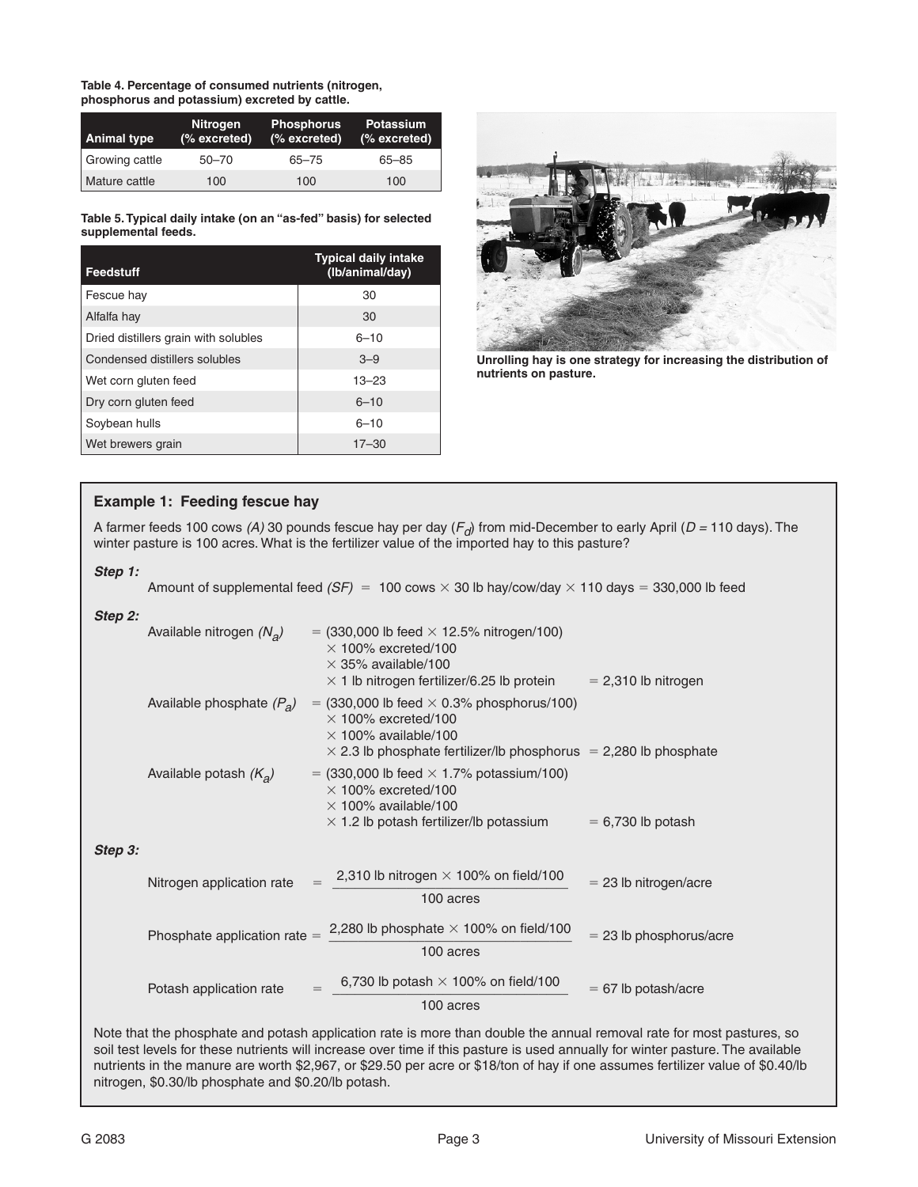**Table 4. Percentage of consumed nutrients (nitrogen, phosphorus and potassium) excreted by cattle.**

| Animal type | Nitrogen (% excreted) | Phosphorus (% excreted) | Potassium (% excreted) |
|---|---|---|---|
| Growing cattle | 50–70 | 65–75 | 65–85 |
| Mature cattle | 100 | 100 | 100 |

**Table 5. Typical daily intake (on an "as-fed" basis) for selected supplemental feeds.**

| Feedstuff | Typical daily intake (lb/animal/day) |
|---|---|
| Fescue hay | 30 |
| Alfalfa hay | 30 |
| Dried distillers grain with solubles | 6–10 |
| Condensed distillers solubles | 3–9 |
| Wet corn gluten feed | 13–23 |
| Dry corn gluten feed | 6–10 |
| Soybean hulls | 6–10 |
| Wet brewers grain | 17–30 |

**Unrolling hay is one strategy for increasing the distribution of nutrients on pasture.**

### Example 1: Feeding fescue hay

A farmer feeds 100 cows *(A)* 30 pounds fescue hay per day ($F_d$) from mid-December to early April ($D$ = 110 days). The winter pasture is 100 acres. What is the fertilizer value of the imported hay to this pasture?

***Step 1:***

Amount of supplemental feed *(SF)* = 100 cows × 30 lb hay/cow/day × 110 days = 330,000 lb feed

***Step 2:***

Available nitrogen ($N_a$) = (330,000 lb feed × 12.5% nitrogen/100) × 100% excreted/100 × 35% available/100 × 1 lb nitrogen fertilizer/6.25 lb protein = 2,310 lb nitrogen

Available phosphate ($P_a$) = (330,000 lb feed × 0.3% phosphorus/100) × 100% excreted/100 × 100% available/100 × 2.3 lb phosphate fertilizer/lb phosphorus = 2,280 lb phosphate

Available potash ($K_a$) = (330,000 lb feed × 1.7% potassium/100) × 100% excreted/100 × 100% available/100 × 1.2 lb potash fertilizer/lb potassium = 6,730 lb potash

***Step 3:***

$$\text{Nitrogen application rate} = \frac{2{,}310 \text{ lb nitrogen} \times 100\% \text{ on field}/100}{100 \text{ acres}} = 23 \text{ lb nitrogen/acre}$$

$$\text{Phosphate application rate} = \frac{2{,}280 \text{ lb phosphate} \times 100\% \text{ on field}/100}{100 \text{ acres}} = 23 \text{ lb phosphorus/acre}$$

$$\text{Potash application rate} = \frac{6{,}730 \text{ lb potash} \times 100\% \text{ on field}/100}{100 \text{ acres}} = 67 \text{ lb potash/acre}$$

Note that the phosphate and potash application rate is more than double the annual removal rate for most pastures, so soil test levels for these nutrients will increase over time if this pasture is used annually for winter pasture. The available nutrients in the manure are worth $2,967, or $29.50 per acre or $18/ton of hay if one assumes fertilizer value of $0.40/lb nitrogen, $0.30/lb phosphate and $0.20/lb potash.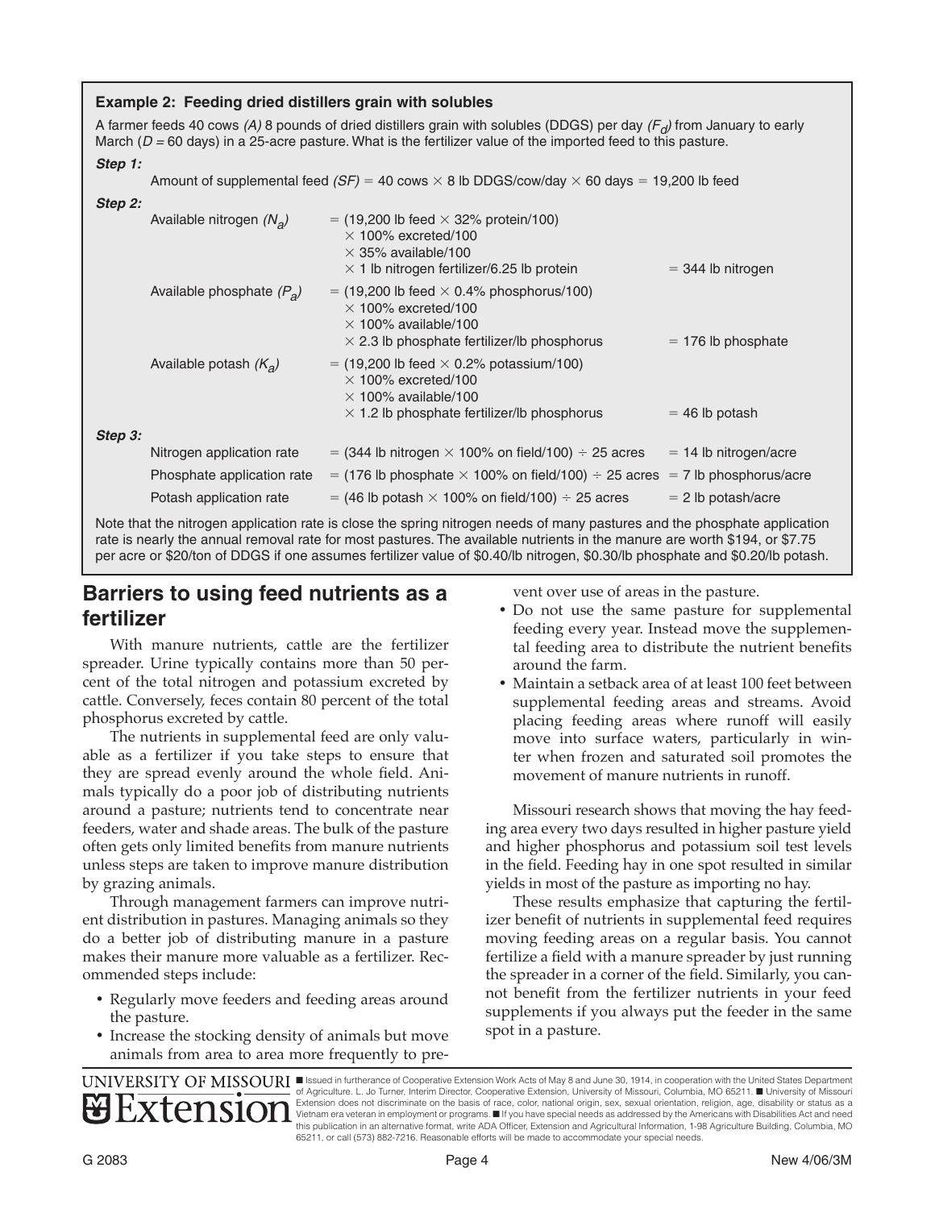**Example 2: Feeding dried distillers grain with solubles**

A farmer feeds 40 cows *(A)* 8 pounds of dried distillers grain with solubles (DDGS) per day *($F_d$)* from January to early March (*D* = 60 days) in a 25-acre pasture. What is the fertilizer value of the imported feed to this pasture.

***Step 1:***

Amount of supplemental feed *(SF)* = 40 cows × 8 lb DDGS/cow/day × 60 days = 19,200 lb feed

***Step 2:***

| | | |
|---|---|---|
| Available nitrogen ($N_a$) | = (19,200 lb feed × 32% protein/100) × 100% excreted/100 × 35% available/100 × 1 lb nitrogen fertilizer/6.25 lb protein | = 344 lb nitrogen |
| Available phosphate ($P_a$) | = (19,200 lb feed × 0.4% phosphorus/100) × 100% excreted/100 × 100% available/100 × 2.3 lb phosphate fertilizer/lb phosphorus | = 176 lb phosphate |
| Available potash ($K_a$) | = (19,200 lb feed × 0.2% potassium/100) × 100% excreted/100 × 100% available/100 × 1.2 lb phosphate fertilizer/lb phosphorus | = 46 lb potash |

***Step 3:***

| | | |
|---|---|---|
| Nitrogen application rate | = (344 lb nitrogen × 100% on field/100) ÷ 25 acres | = 14 lb nitrogen/acre |
| Phosphate application rate | = (176 lb phosphate × 100% on field/100) ÷ 25 acres | = 7 lb phosphorus/acre |
| Potash application rate | = (46 lb potash × 100% on field/100) ÷ 25 acres | = 2 lb potash/acre |

Note that the nitrogen application rate is close the spring nitrogen needs of many pastures and the phosphate application rate is nearly the annual removal rate for most pastures. The available nutrients in the manure are worth $194, or $7.75 per acre or $20/ton of DDGS if one assumes fertilizer value of $0.40/lb nitrogen, $0.30/lb phosphate and $0.20/lb potash.

## Barriers to using feed nutrients as a fertilizer

With manure nutrients, cattle are the fertilizer spreader. Urine typically contains more than 50 percent of the total nitrogen and potassium excreted by cattle. Conversely, feces contain 80 percent of the total phosphorus excreted by cattle.

The nutrients in supplemental feed are only valuable as a fertilizer if you take steps to ensure that they are spread evenly around the whole field. Animals typically do a poor job of distributing nutrients around a pasture; nutrients tend to concentrate near feeders, water and shade areas. The bulk of the pasture often gets only limited benefits from manure nutrients unless steps are taken to improve manure distribution by grazing animals.

Through management farmers can improve nutrient distribution in pastures. Managing animals so they do a better job of distributing manure in a pasture makes their manure more valuable as a fertilizer. Recommended steps include:

- Regularly move feeders and feeding areas around the pasture.
- Increase the stocking density of animals but move animals from area to area more frequently to prevent over use of areas in the pasture.
- Do not use the same pasture for supplemental feeding every year. Instead move the supplemental feeding area to distribute the nutrient benefits around the farm.
- Maintain a setback area of at least 100 feet between supplemental feeding areas and streams. Avoid placing feeding areas where runoff will easily move into surface waters, particularly in winter when frozen and saturated soil promotes the movement of manure nutrients in runoff.

Missouri research shows that moving the hay feeding area every two days resulted in higher pasture yield and higher phosphorus and potassium soil test levels in the field. Feeding hay in one spot resulted in similar yields in most of the pasture as importing no hay.

These results emphasize that capturing the fertilizer benefit of nutrients in supplemental feed requires moving feeding areas on a regular basis. You cannot fertilize a field with a manure spreader by just running the spreader in a corner of the field. Similarly, you cannot benefit from the fertilizer nutrients in your feed supplements if you always put the feeder in the same spot in a pasture.

UNIVERSITY OF MISSOURI Extension

■ Issued in furtherance of Cooperative Extension Work Acts of May 8 and June 30, 1914, in cooperation with the United States Department of Agriculture. L. Jo Turner, Interim Director, Cooperative Extension, University of Missouri, Columbia, MO 65211. ■ University of Missouri Extension does not discriminate on the basis of race, color, national origin, sex, sexual orientation, religion, age, disability or status as a Vietnam era veteran in employment or programs. ■ If you have special needs as addressed by the Americans with Disabilities Act and need this publication in an alternative format, write ADA Officer, Extension and Agricultural Information, 1-98 Agriculture Building, Columbia, MO 65211, or call (573) 882-7216. Reasonable efforts will be made to accommodate your special needs.

G 2083 New 4/06/3M